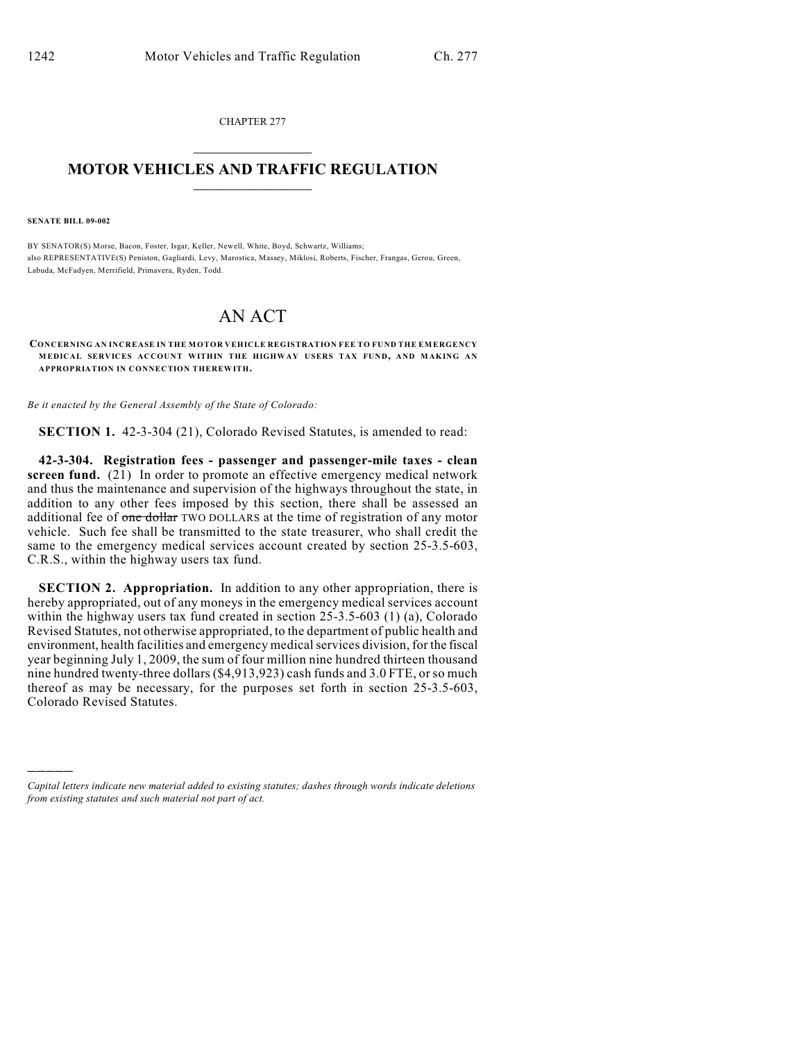CHAPTER 277

# MOTOR VEHICLES AND TRAFFIC REGULATION

**SENATE BILL 09-002**

BY SENATOR(S) Morse, Bacon, Foster, Isgar, Keller, Newell, White, Boyd, Schwartz, Williams;
also REPRESENTATIVE(S) Peniston, Gagliardi, Levy, Marostica, Massey, Miklosi, Roberts, Fischer, Frangas, Gerou, Green, Labuda, McFadyen, Merrifield, Primavera, Ryden, Todd.

# AN ACT

**CONCERNING AN INCREASE IN THE MOTOR VEHICLE REGISTRATION FEE TO FUND THE EMERGENCY MEDICAL SERVICES ACCOUNT WITHIN THE HIGHWAY USERS TAX FUND, AND MAKING AN APPROPRIATION IN CONNECTION THEREWITH.**

*Be it enacted by the General Assembly of the State of Colorado:*

**SECTION 1.** 42-3-304 (21), Colorado Revised Statutes, is amended to read:

**42-3-304. Registration fees - passenger and passenger-mile taxes - clean screen fund.** (21) In order to promote an effective emergency medical network and thus the maintenance and supervision of the highways throughout the state, in addition to any other fees imposed by this section, there shall be assessed an additional fee of ~~one dollar~~ TWO DOLLARS at the time of registration of any motor vehicle. Such fee shall be transmitted to the state treasurer, who shall credit the same to the emergency medical services account created by section 25-3.5-603, C.R.S., within the highway users tax fund.

**SECTION 2. Appropriation.** In addition to any other appropriation, there is hereby appropriated, out of any moneys in the emergency medical services account within the highway users tax fund created in section 25-3.5-603 (1) (a), Colorado Revised Statutes, not otherwise appropriated, to the department of public health and environment, health facilities and emergency medical services division, for the fiscal year beginning July 1, 2009, the sum of four million nine hundred thirteen thousand nine hundred twenty-three dollars ($4,913,923) cash funds and 3.0 FTE, or so much thereof as may be necessary, for the purposes set forth in section 25-3.5-603, Colorado Revised Statutes.

---

*Capital letters indicate new material added to existing statutes; dashes through words indicate deletions from existing statutes and such material not part of act.*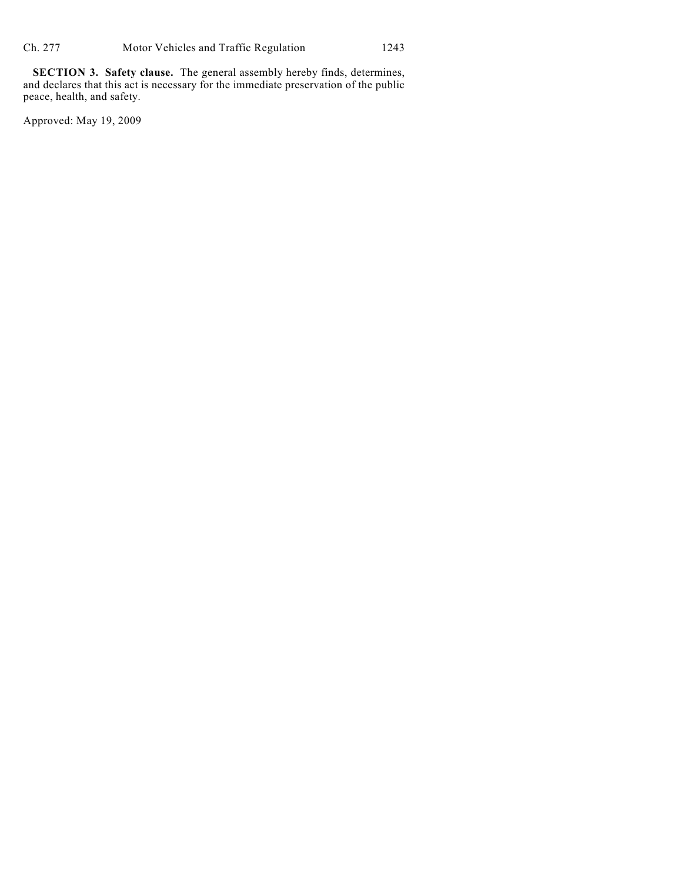**SECTION 3. Safety clause.** The general assembly hereby finds, determines, and declares that this act is necessary for the immediate preservation of the public peace, health, and safety.

Approved: May 19, 2009